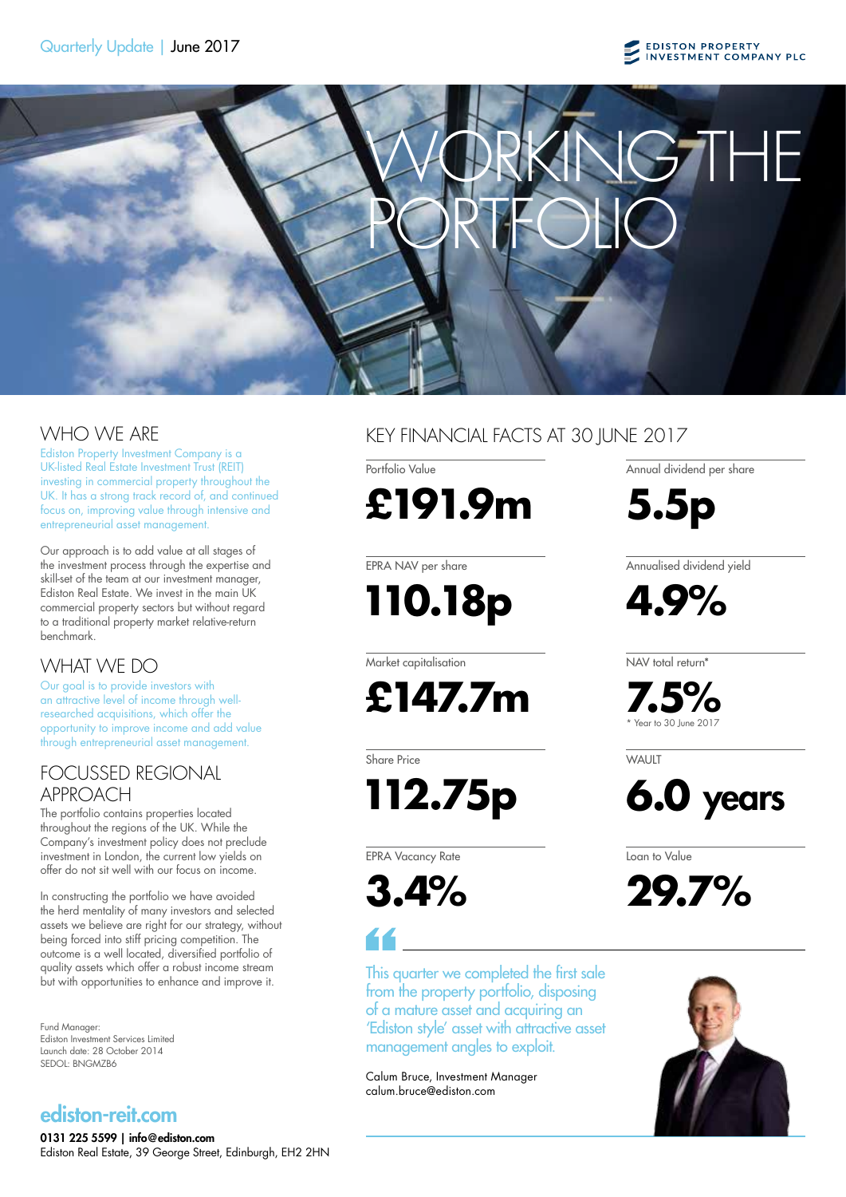Quarterly Update | June 2017

EDISTON PROPERTY INVESTMENT COMPANY PLC

# WORKING THE PORTFOLIO

## WHO WE ARE

Ediston Property Investment Company is a UK-listed Real Estate Investment Trust (REIT) investing in commercial property throughout the UK. It has a strong track record of, and continued focus on, improving value through intensive and entrepreneurial asset management.

Our approach is to add value at all stages of the investment process through the expertise and skill-set of the team at our investment manager, Ediston Real Estate. We invest in the main UK commercial property sectors but without regard to a traditional property market relative-return benchmark.

## WHAT WE DO

Our goal is to provide investors with an attractive level of income through well-researched acquisitions, which offer the opportunity to improve income and add value through entrepreneurial asset management.

## FOCUSSED REGIONAL APPROACH

The portfolio contains properties located throughout the regions of the UK. While the Company's investment policy does not preclude investment in London, the current low yields on offer do not sit well with our focus on income.

In constructing the portfolio we have avoided the herd mentality of many investors and selected assets we believe are right for our strategy, without being forced into stiff pricing competition. The outcome is a well located, diversified portfolio of quality assets which offer a robust income stream but with opportunities to enhance and improve it.

Fund Manager:
Ediston Investment Services Limited
Launch date: 28 October 2014
SEDOL: BNGMZB6

**ediston-reit.com**

**0131 225 5599 | info@ediston.com**
Ediston Real Estate, 39 George Street, Edinburgh, EH2 2HN

## KEY FINANCIAL FACTS AT 30 JUNE 2017

Portfolio Value
**£191.9m**

Annual dividend per share
**5.5p**

EPRA NAV per share
**110.18p**

Annualised dividend yield
**4.9%**

Market capitalisation
**£147.7m**

NAV total return*
**7.5%**
\* Year to 30 June 2017

Share Price
**112.75p**

WAULT
**6.0 years**

EPRA Vacancy Rate
**3.4%**

Loan to Value
**29.7%**

> This quarter we completed the first sale from the property portfolio, disposing of a mature asset and acquiring an 'Ediston style' asset with attractive asset management angles to exploit.

Calum Bruce, Investment Manager
calum.bruce@ediston.com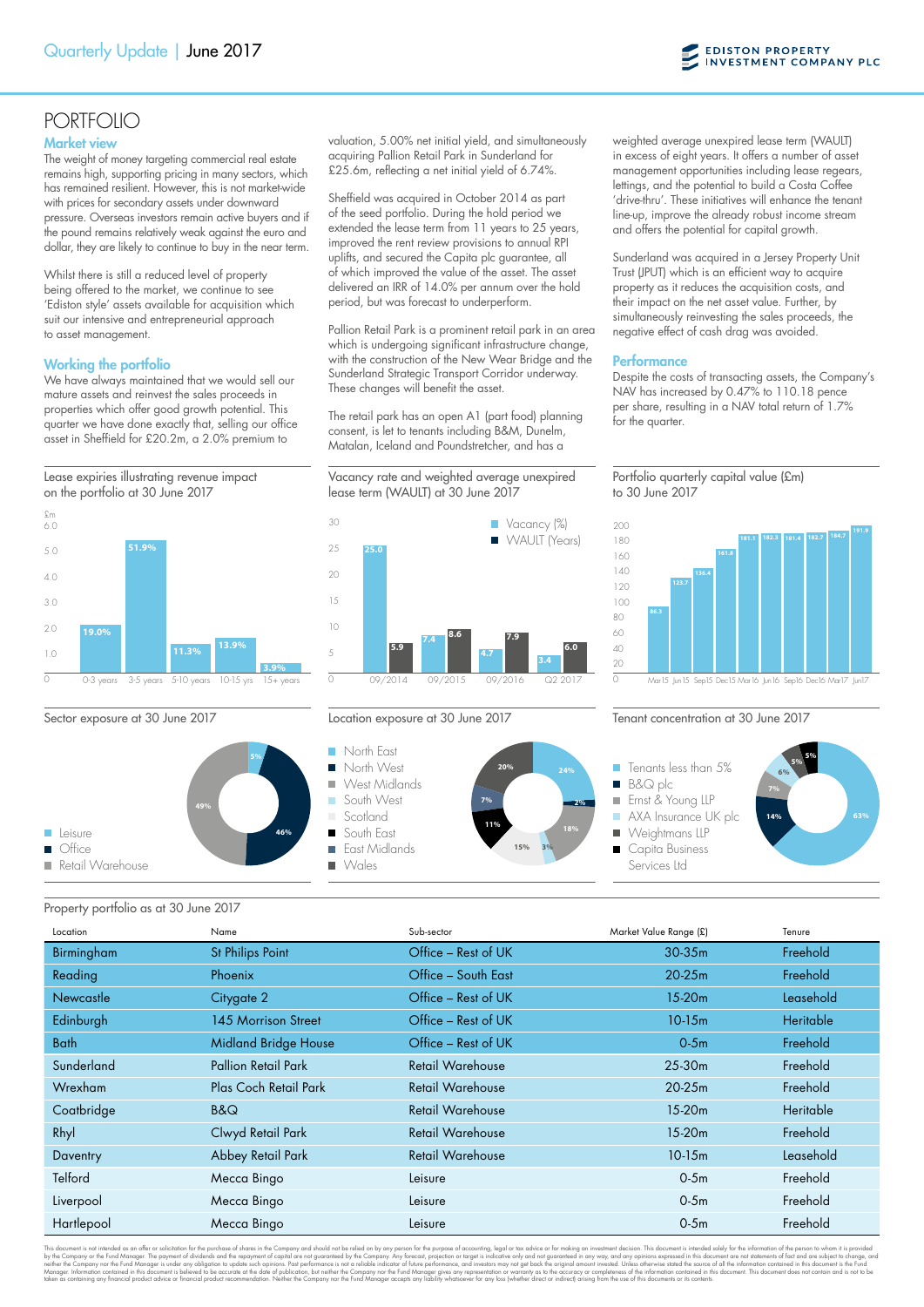Quarterly Update | June 2017

EDISTON PROPERTY INVESTMENT COMPANY PLC

# PORTFOLIO

## Market view

The weight of money targeting commercial real estate remains high, supporting pricing in many sectors, which has remained resilient. However, this is not market-wide with prices for secondary assets under downward pressure. Overseas investors remain active buyers and if the pound remains relatively weak against the euro and dollar, they are likely to continue to buy in the near term.

Whilst there is still a reduced level of property being offered to the market, we continue to see 'Ediston style' assets available for acquisition which suit our intensive and entrepreneurial approach to asset management.

## Working the portfolio

We have always maintained that we would sell our mature assets and reinvest the sales proceeds in properties which offer good growth potential. This quarter we have done exactly that, selling our office asset in Sheffield for £20.2m, a 2.0% premium to valuation, 5.00% net initial yield, and simultaneously acquiring Pallion Retail Park in Sunderland for £25.6m, reflecting a net initial yield of 6.74%.

Sheffield was acquired in October 2014 as part of the seed portfolio. During the hold period we extended the lease term from 11 years to 25 years, improved the rent review provisions to annual RPI uplifts, and secured the Capita plc guarantee, all of which improved the value of the asset. The asset delivered an IRR of 14.0% per annum over the hold period, but was forecast to underperform.

Pallion Retail Park is a prominent retail park in an area which is undergoing significant infrastructure change, with the construction of the New Wear Bridge and the Sunderland Strategic Transport Corridor underway. These changes will benefit the asset.

The retail park has an open A1 (part food) planning consent, is let to tenants including B&M, Dunelm, Matalan, Iceland and Poundstretcher, and has a weighted average unexpired lease term (WAULT) in excess of eight years. It offers a number of asset management opportunities including lease regears, lettings, and the potential to build a Costa Coffee 'drive-thru'. These initiatives will enhance the tenant line-up, improve the already robust income stream and offers the potential for capital growth.

Sunderland was acquired in a Jersey Property Unit Trust (JPUT) which is an efficient way to acquire property as it reduces the acquisition costs, and their impact on the net asset value. Further, by simultaneously reinvesting the sales proceeds, the negative effect of cash drag was avoided.

## Performance

Despite the costs of transacting assets, the Company's NAV has increased by 0.47% to 110.18 pence per share, resulting in a NAV total return of 1.7% for the quarter.

Lease expiries illustrating revenue impact on the portfolio at 30 June 2017

£m
6.0
5.0
4.0
3.0
2.0
1.0
0
19.0% 51.9% 11.3% 13.9% 3.9%
0-3 years 3-5 years 5-10 years 10-15 yrs 15+ years

Vacancy rate and weighted average unexpired lease term (WAULT) at 30 June 2017

Vacancy (%)
WAULT (Years)
30
25
20
15
10
5
0
25.0 5.9 7.4 8.6 4.7 7.9 3.4 6.0
09/2014 09/2015 09/2016 Q2 2017

Portfolio quarterly capital value (£m) to 30 June 2017

200
180
160
140
120
100
80
60
40
20
0
86.3 123.7 136.4 161.8 181.1 182.3 181.4 182.7 184.7 191.9
Mar15 Jun15 Sep15 Dec15 Mar16 Jun16 Sep16 Dec16 Mar17 Jun17

Sector exposure at 30 June 2017

Leisure
Office
Retail Warehouse
5% 46% 49%

Location exposure at 30 June 2017

North East
North West
West Midlands
South West
Scotland
South East
East Midlands
Wales
24% 2% 18% 3% 15% 11% 7% 20%

Tenant concentration at 30 June 2017

Tenants less than 5%
B&Q plc
Ernst & Young LLP
AXA Insurance UK plc
Weightmans LLP
Capita Business Services Ltd
63% 14% 7% 6% 5% 5%

Property portfolio as at 30 June 2017

| Location | Name | Sub-sector | Market Value Range (£) | Tenure |
|---|---|---|---|---|
| Birmingham | St Philips Point | Office – Rest of UK | 30-35m | Freehold |
| Reading | Phoenix | Office – South East | 20-25m | Freehold |
| Newcastle | Citygate 2 | Office – Rest of UK | 15-20m | Leasehold |
| Edinburgh | 145 Morrison Street | Office – Rest of UK | 10-15m | Heritable |
| Bath | Midland Bridge House | Office – Rest of UK | 0-5m | Freehold |
| Sunderland | Pallion Retail Park | Retail Warehouse | 25-30m | Freehold |
| Wrexham | Plas Coch Retail Park | Retail Warehouse | 20-25m | Freehold |
| Coatbridge | B&Q | Retail Warehouse | 15-20m | Heritable |
| Rhyl | Clwyd Retail Park | Retail Warehouse | 15-20m | Freehold |
| Daventry | Abbey Retail Park | Retail Warehouse | 10-15m | Leasehold |
| Telford | Mecca Bingo | Leisure | 0-5m | Freehold |
| Liverpool | Mecca Bingo | Leisure | 0-5m | Freehold |
| Hartlepool | Mecca Bingo | Leisure | 0-5m | Freehold |

This document is not intended as an offer or solicitation for the purchase of shares in the Company and should not be relied on by any person for the purpose of accounting, legal or tax advice or for making an investment decision. This document is intended solely for the information of the person to whom it is provided by the Company or the Fund Manager. The payment of dividends and the repayment of capital are not guaranteed by the Company. Any forecast, projection or target is indicative only and not guaranteed in any way, and any opinions expressed in this document are not statements of fact and are subject to change, and neither the Company nor the Fund Manager is under any obligation to update such opinions. Past performance is not a reliable indicator of future performance, and investors may not get back the original amount invested. Unless otherwise stated the source of all the information contained in this document is the Fund Manager. Information contained in this document is believed to be accurate at the date of publication, but neither the Company nor the Fund Manager gives any representation or warranty as to the accuracy or completeness of the information contained in this document. This document does not contain and is not to be taken as containing any financial product advice or financial product recommendation. Neither the Company nor the Fund Manager accepts any liability whatsoever for any loss (whether direct or indirect) arising from the use of this documents or its contents.